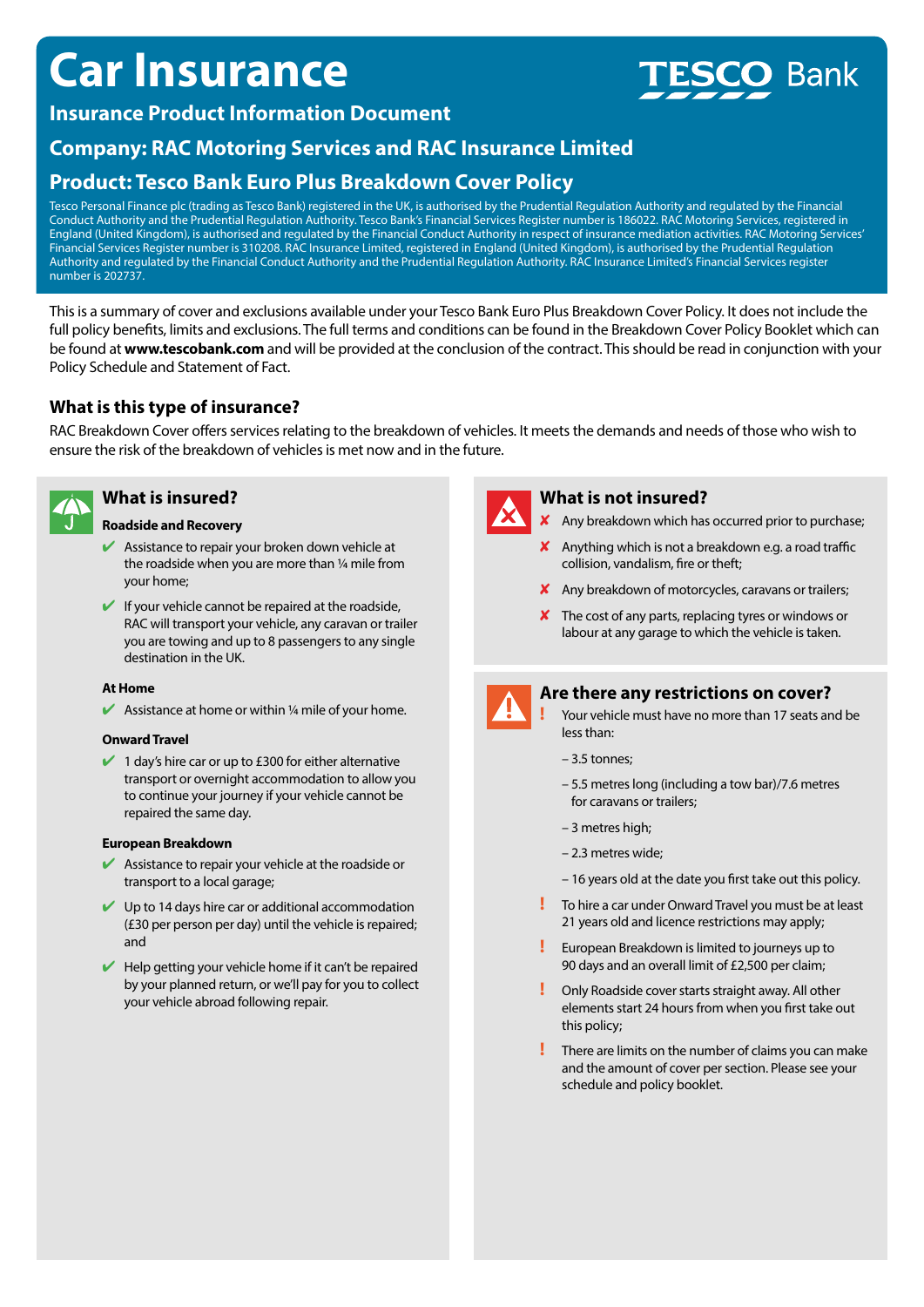# Car Insurance

**TESCO Bank**

## Insurance Product Information Document

## Company: RAC Motoring Services and RAC Insurance Limited

## Product: Tesco Bank Euro Plus Breakdown Cover Policy

Tesco Personal Finance plc (trading as Tesco Bank) registered in the UK, is authorised by the Prudential Regulation Authority and regulated by the Financial Conduct Authority and the Prudential Regulation Authority. Tesco Bank's Financial Services Register number is 186022. RAC Motoring Services, registered in England (United Kingdom), is authorised and regulated by the Financial Conduct Authority in respect of insurance mediation activities. RAC Motoring Services' Financial Services Register number is 310208. RAC Insurance Limited, registered in England (United Kingdom), is authorised by the Prudential Regulation Authority and regulated by the Financial Conduct Authority and the Prudential Regulation Authority. RAC Insurance Limited's Financial Services register number is 202737.

This is a summary of cover and exclusions available under your Tesco Bank Euro Plus Breakdown Cover Policy. It does not include the full policy benefits, limits and exclusions. The full terms and conditions can be found in the Breakdown Cover Policy Booklet which can be found at **www.tescobank.com** and will be provided at the conclusion of the contract. This should be read in conjunction with your Policy Schedule and Statement of Fact.

### What is this type of insurance?

RAC Breakdown Cover offers services relating to the breakdown of vehicles. It meets the demands and needs of those who wish to ensure the risk of the breakdown of vehicles is met now and in the future.

### What is insured?

**Roadside and Recovery**

- ✔ Assistance to repair your broken down vehicle at the roadside when you are more than ¼ mile from your home;
- ✔ If your vehicle cannot be repaired at the roadside, RAC will transport your vehicle, any caravan or trailer you are towing and up to 8 passengers to any single destination in the UK.

**At Home**

- ✔ Assistance at home or within ¼ mile of your home.

**Onward Travel**

- ✔ 1 day's hire car or up to £300 for either alternative transport or overnight accommodation to allow you to continue your journey if your vehicle cannot be repaired the same day.

**European Breakdown**

- ✔ Assistance to repair your vehicle at the roadside or transport to a local garage;
- ✔ Up to 14 days hire car or additional accommodation (£30 per person per day) until the vehicle is repaired; and
- ✔ Help getting your vehicle home if it can't be repaired by your planned return, or we'll pay for you to collect your vehicle abroad following repair.

### What is not insured?

- ✘ Any breakdown which has occurred prior to purchase;
- ✘ Anything which is not a breakdown e.g. a road traffic collision, vandalism, fire or theft;
- ✘ Any breakdown of motorcycles, caravans or trailers;
- ✘ The cost of any parts, replacing tyres or windows or labour at any garage to which the vehicle is taken.

### Are there any restrictions on cover?

- ! Your vehicle must have no more than 17 seats and be less than:
  - – 3.5 tonnes;
  - – 5.5 metres long (including a tow bar)/7.6 metres for caravans or trailers;
  - – 3 metres high;
  - – 2.3 metres wide;
  - – 16 years old at the date you first take out this policy.
- ! To hire a car under Onward Travel you must be at least 21 years old and licence restrictions may apply;
- ! European Breakdown is limited to journeys up to 90 days and an overall limit of £2,500 per claim;
- ! Only Roadside cover starts straight away. All other elements start 24 hours from when you first take out this policy;
- ! There are limits on the number of claims you can make and the amount of cover per section. Please see your schedule and policy booklet.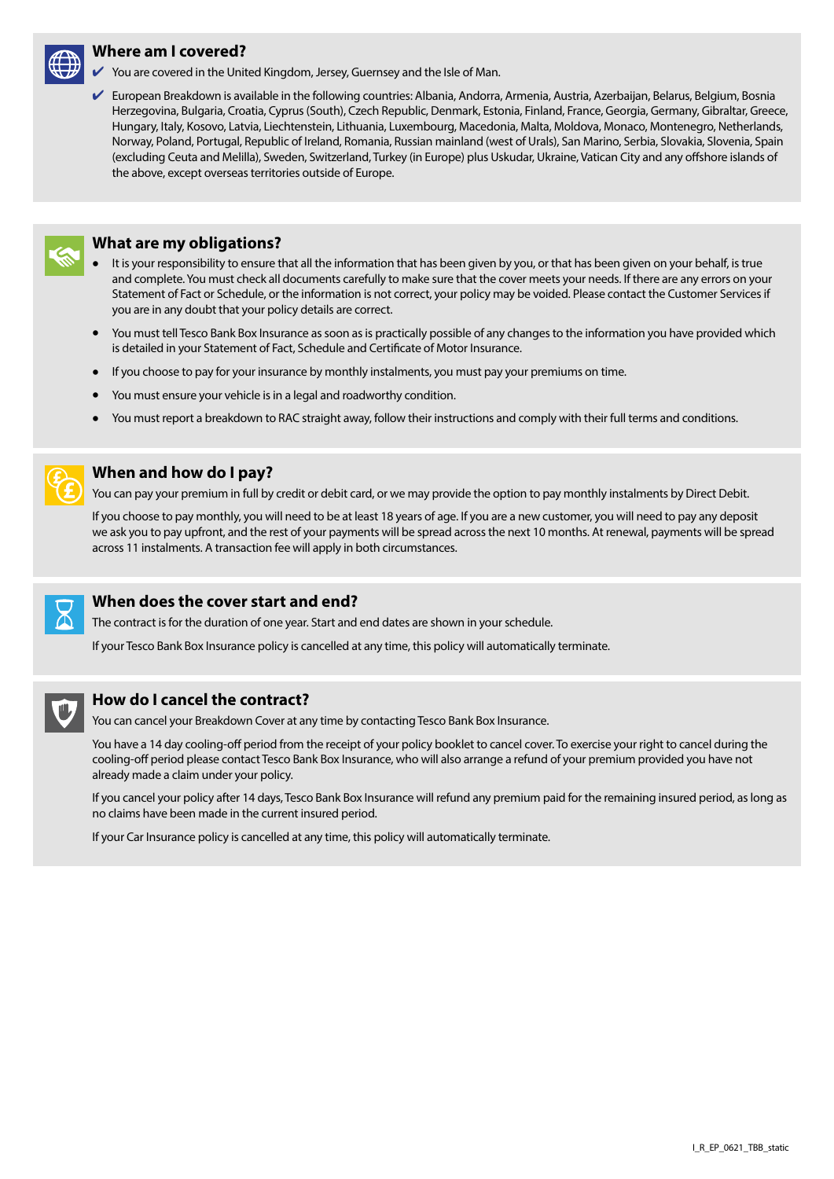## Where am I covered?

- ✔ You are covered in the United Kingdom, Jersey, Guernsey and the Isle of Man.
- ✔ European Breakdown is available in the following countries: Albania, Andorra, Armenia, Austria, Azerbaijan, Belarus, Belgium, Bosnia Herzegovina, Bulgaria, Croatia, Cyprus (South), Czech Republic, Denmark, Estonia, Finland, France, Georgia, Germany, Gibraltar, Greece, Hungary, Italy, Kosovo, Latvia, Liechtenstein, Lithuania, Luxembourg, Macedonia, Malta, Moldova, Monaco, Montenegro, Netherlands, Norway, Poland, Portugal, Republic of Ireland, Romania, Russian mainland (west of Urals), San Marino, Serbia, Slovakia, Slovenia, Spain (excluding Ceuta and Melilla), Sweden, Switzerland, Turkey (in Europe) plus Uskudar, Ukraine, Vatican City and any offshore islands of the above, except overseas territories outside of Europe.

## What are my obligations?

- It is your responsibility to ensure that all the information that has been given by you, or that has been given on your behalf, is true and complete. You must check all documents carefully to make sure that the cover meets your needs. If there are any errors on your Statement of Fact or Schedule, or the information is not correct, your policy may be voided. Please contact the Customer Services if you are in any doubt that your policy details are correct.
- You must tell Tesco Bank Box Insurance as soon as is practically possible of any changes to the information you have provided which is detailed in your Statement of Fact, Schedule and Certificate of Motor Insurance.
- If you choose to pay for your insurance by monthly instalments, you must pay your premiums on time.
- You must ensure your vehicle is in a legal and roadworthy condition.
- You must report a breakdown to RAC straight away, follow their instructions and comply with their full terms and conditions.

## When and how do I pay?

You can pay your premium in full by credit or debit card, or we may provide the option to pay monthly instalments by Direct Debit.

If you choose to pay monthly, you will need to be at least 18 years of age. If you are a new customer, you will need to pay any deposit we ask you to pay upfront, and the rest of your payments will be spread across the next 10 months. At renewal, payments will be spread across 11 instalments. A transaction fee will apply in both circumstances.

## When does the cover start and end?

The contract is for the duration of one year. Start and end dates are shown in your schedule.

If your Tesco Bank Box Insurance policy is cancelled at any time, this policy will automatically terminate.

## How do I cancel the contract?

You can cancel your Breakdown Cover at any time by contacting Tesco Bank Box Insurance.

You have a 14 day cooling-off period from the receipt of your policy booklet to cancel cover. To exercise your right to cancel during the cooling-off period please contact Tesco Bank Box Insurance, who will also arrange a refund of your premium provided you have not already made a claim under your policy.

If you cancel your policy after 14 days, Tesco Bank Box Insurance will refund any premium paid for the remaining insured period, as long as no claims have been made in the current insured period.

If your Car Insurance policy is cancelled at any time, this policy will automatically terminate.

I_R_EP_0621_TBB_static